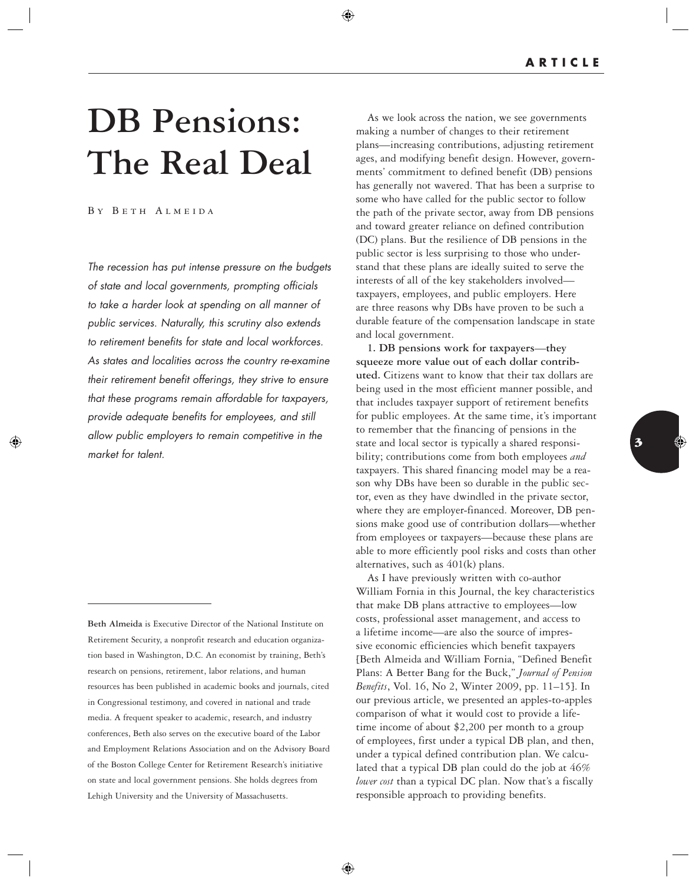ARTICLE

# DB Pensions: The Real Deal

By Beth Almeida

*The recession has put intense pressure on the budgets of state and local governments, prompting officials to take a harder look at spending on all manner of public services. Naturally, this scrutiny also extends to retirement benefits for state and local workforces. As states and localities across the country re-examine their retirement benefit offerings, they strive to ensure that these programs remain affordable for taxpayers, provide adequate benefits for employees, and still allow public employers to remain competitive in the market for talent.*

---

**Beth Almeida** is Executive Director of the National Institute on Retirement Security, a nonprofit research and education organization based in Washington, D.C. An economist by training, Beth's research on pensions, retirement, labor relations, and human resources has been published in academic books and journals, cited in Congressional testimony, and covered in national and trade media. A frequent speaker to academic, research, and industry conferences, Beth also serves on the executive board of the Labor and Employment Relations Association and on the Advisory Board of the Boston College Center for Retirement Research's initiative on state and local government pensions. She holds degrees from Lehigh University and the University of Massachusetts.

---

As we look across the nation, we see governments making a number of changes to their retirement plans—increasing contributions, adjusting retirement ages, and modifying benefit design. However, governments' commitment to defined benefit (DB) pensions has generally not wavered. That has been a surprise to some who have called for the public sector to follow the path of the private sector, away from DB pensions and toward greater reliance on defined contribution (DC) plans. But the resilience of DB pensions in the public sector is less surprising to those who understand that these plans are ideally suited to serve the interests of all of the key stakeholders involved—taxpayers, employees, and public employers. Here are three reasons why DBs have proven to be such a durable feature of the compensation landscape in state and local government.

**1. DB pensions work for taxpayers—they squeeze more value out of each dollar contributed.** Citizens want to know that their tax dollars are being used in the most efficient manner possible, and that includes taxpayer support of retirement benefits for public employees. At the same time, it's important to remember that the financing of pensions in the state and local sector is typically a shared responsibility; contributions come from both employees *and* taxpayers. This shared financing model may be a reason why DBs have been so durable in the public sector, even as they have dwindled in the private sector, where they are employer-financed. Moreover, DB pensions make good use of contribution dollars—whether from employees or taxpayers—because these plans are able to more efficiently pool risks and costs than other alternatives, such as 401(k) plans.

As I have previously written with co-author William Fornia in this Journal, the key characteristics that make DB plans attractive to employees—low costs, professional asset management, and access to a lifetime income—are also the source of impressive economic efficiencies which benefit taxpayers [Beth Almeida and William Fornia, "Defined Benefit Plans: A Better Bang for the Buck," *Journal of Pension Benefits*, Vol. 16, No 2, Winter 2009, pp. 11–15]. In our previous article, we presented an apples-to-apples comparison of what it would cost to provide a lifetime income of about $2,200 per month to a group of employees, first under a typical DB plan, and then, under a typical defined contribution plan. We calculated that a typical DB plan could do the job at 46% *lower cost* than a typical DC plan. Now that's a fiscally responsible approach to providing benefits.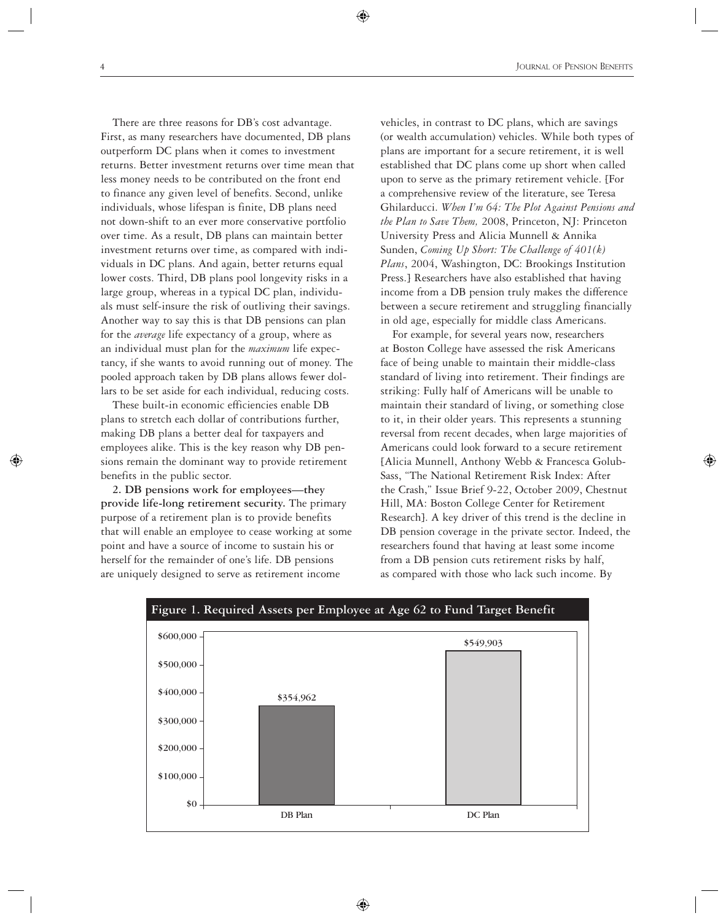There are three reasons for DB's cost advantage. First, as many researchers have documented, DB plans outperform DC plans when it comes to investment returns. Better investment returns over time mean that less money needs to be contributed on the front end to finance any given level of benefits. Second, unlike individuals, whose lifespan is finite, DB plans need not down-shift to an ever more conservative portfolio over time. As a result, DB plans can maintain better investment returns over time, as compared with individuals in DC plans. And again, better returns equal lower costs. Third, DB plans pool longevity risks in a large group, whereas in a typical DC plan, individuals must self-insure the risk of outliving their savings. Another way to say this is that DB pensions can plan for the *average* life expectancy of a group, where as an individual must plan for the *maximum* life expectancy, if she wants to avoid running out of money. The pooled approach taken by DB plans allows fewer dollars to be set aside for each individual, reducing costs.

These built-in economic efficiencies enable DB plans to stretch each dollar of contributions further, making DB plans a better deal for taxpayers and employees alike. This is the key reason why DB pensions remain the dominant way to provide retirement benefits in the public sector.

**2. DB pensions work for employees—they provide life-long retirement security.** The primary purpose of a retirement plan is to provide benefits that will enable an employee to cease working at some point and have a source of income to sustain his or herself for the remainder of one's life. DB pensions are uniquely designed to serve as retirement income vehicles, in contrast to DC plans, which are savings (or wealth accumulation) vehicles. While both types of plans are important for a secure retirement, it is well established that DC plans come up short when called upon to serve as the primary retirement vehicle. [For a comprehensive review of the literature, see Teresa Ghilarducci. *When I'm 64: The Plot Against Pensions and the Plan to Save Them,* 2008, Princeton, NJ: Princeton University Press and Alicia Munnell & Annika Sunden, *Coming Up Short: The Challenge of 401(k) Plans*, 2004, Washington, DC: Brookings Institution Press.] Researchers have also established that having income from a DB pension truly makes the difference between a secure retirement and struggling financially in old age, especially for middle class Americans.

For example, for several years now, researchers at Boston College have assessed the risk Americans face of being unable to maintain their middle-class standard of living into retirement. Their findings are striking: Fully half of Americans will be unable to maintain their standard of living, or something close to it, in their older years. This represents a stunning reversal from recent decades, when large majorities of Americans could look forward to a secure retirement [Alicia Munnell, Anthony Webb & Francesca Golub-Sass, "The National Retirement Risk Index: After the Crash," Issue Brief 9-22, October 2009, Chestnut Hill, MA: Boston College Center for Retirement Research]. A key driver of this trend is the decline in DB pension coverage in the private sector. Indeed, the researchers found that having at least some income from a DB pension cuts retirement risks by half, as compared with those who lack such income. By

**Figure 1. Required Assets per Employee at Age 62 to Fund Target Benefit**

| Plan | Required Assets |
| --- | --- |
| DB Plan | $354,962 |
| DC Plan | $549,903 |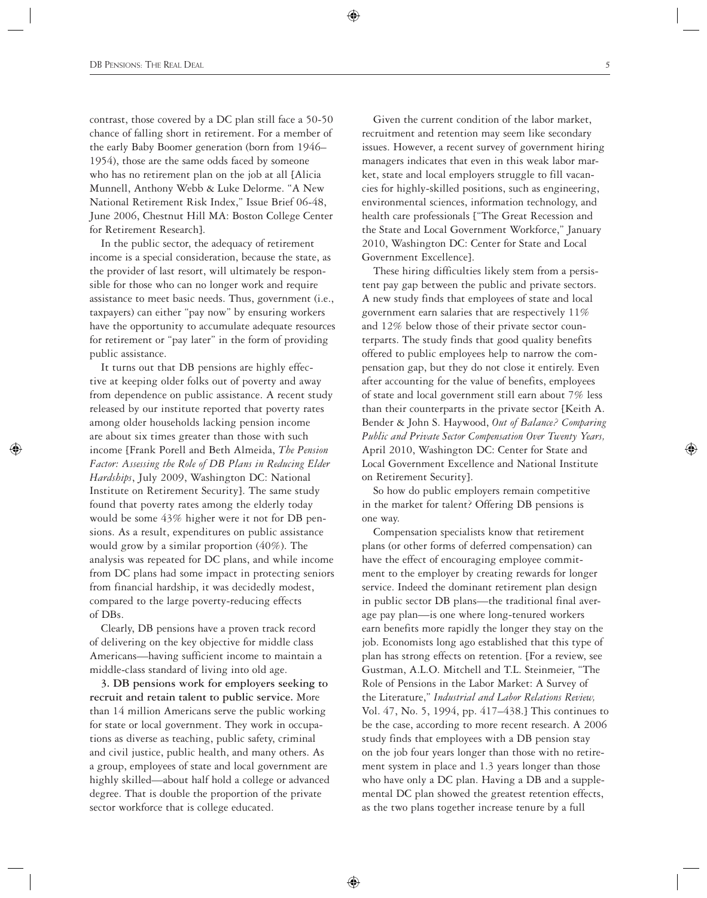contrast, those covered by a DC plan still face a 50-50 chance of falling short in retirement. For a member of the early Baby Boomer generation (born from 1946–1954), those are the same odds faced by someone who has no retirement plan on the job at all [Alicia Munnell, Anthony Webb & Luke Delorme. "A New National Retirement Risk Index," Issue Brief 06-48, June 2006, Chestnut Hill MA: Boston College Center for Retirement Research].

In the public sector, the adequacy of retirement income is a special consideration, because the state, as the provider of last resort, will ultimately be responsible for those who can no longer work and require assistance to meet basic needs. Thus, government (i.e., taxpayers) can either "pay now" by ensuring workers have the opportunity to accumulate adequate resources for retirement or "pay later" in the form of providing public assistance.

It turns out that DB pensions are highly effective at keeping older folks out of poverty and away from dependence on public assistance. A recent study released by our institute reported that poverty rates among older households lacking pension income are about six times greater than those with such income [Frank Porell and Beth Almeida, *The Pension Factor: Assessing the Role of DB Plans in Reducing Elder Hardships*, July 2009, Washington DC: National Institute on Retirement Security]. The same study found that poverty rates among the elderly today would be some 43% higher were it not for DB pensions. As a result, expenditures on public assistance would grow by a similar proportion (40%). The analysis was repeated for DC plans, and while income from DC plans had some impact in protecting seniors from financial hardship, it was decidedly modest, compared to the large poverty-reducing effects of DBs.

Clearly, DB pensions have a proven track record of delivering on the key objective for middle class Americans—having sufficient income to maintain a middle-class standard of living into old age.

**3. DB pensions work for employers seeking to recruit and retain talent to public service.** More than 14 million Americans serve the public working for state or local government. They work in occupations as diverse as teaching, public safety, criminal and civil justice, public health, and many others. As a group, employees of state and local government are highly skilled—about half hold a college or advanced degree. That is double the proportion of the private sector workforce that is college educated.

Given the current condition of the labor market, recruitment and retention may seem like secondary issues. However, a recent survey of government hiring managers indicates that even in this weak labor market, state and local employers struggle to fill vacancies for highly-skilled positions, such as engineering, environmental sciences, information technology, and health care professionals ["The Great Recession and the State and Local Government Workforce," January 2010, Washington DC: Center for State and Local Government Excellence].

These hiring difficulties likely stem from a persistent pay gap between the public and private sectors. A new study finds that employees of state and local government earn salaries that are respectively 11% and 12% below those of their private sector counterparts. The study finds that good quality benefits offered to public employees help to narrow the compensation gap, but they do not close it entirely. Even after accounting for the value of benefits, employees of state and local government still earn about 7% less than their counterparts in the private sector [Keith A. Bender & John S. Haywood, *Out of Balance? Comparing Public and Private Sector Compensation Over Twenty Years,* April 2010, Washington DC: Center for State and Local Government Excellence and National Institute on Retirement Security].

So how do public employers remain competitive in the market for talent? Offering DB pensions is one way.

Compensation specialists know that retirement plans (or other forms of deferred compensation) can have the effect of encouraging employee commitment to the employer by creating rewards for longer service. Indeed the dominant retirement plan design in public sector DB plans—the traditional final average pay plan—is one where long-tenured workers earn benefits more rapidly the longer they stay on the job. Economists long ago established that this type of plan has strong effects on retention. [For a review, see Gustman, A.L.O. Mitchell and T.L. Steinmeier, "The Role of Pensions in the Labor Market: A Survey of the Literature," *Industrial and Labor Relations Review,* Vol. 47, No. 5, 1994, pp. 417–438.] This continues to be the case, according to more recent research. A 2006 study finds that employees with a DB pension stay on the job four years longer than those with no retirement system in place and 1.3 years longer than those who have only a DC plan. Having a DB and a supplemental DC plan showed the greatest retention effects, as the two plans together increase tenure by a full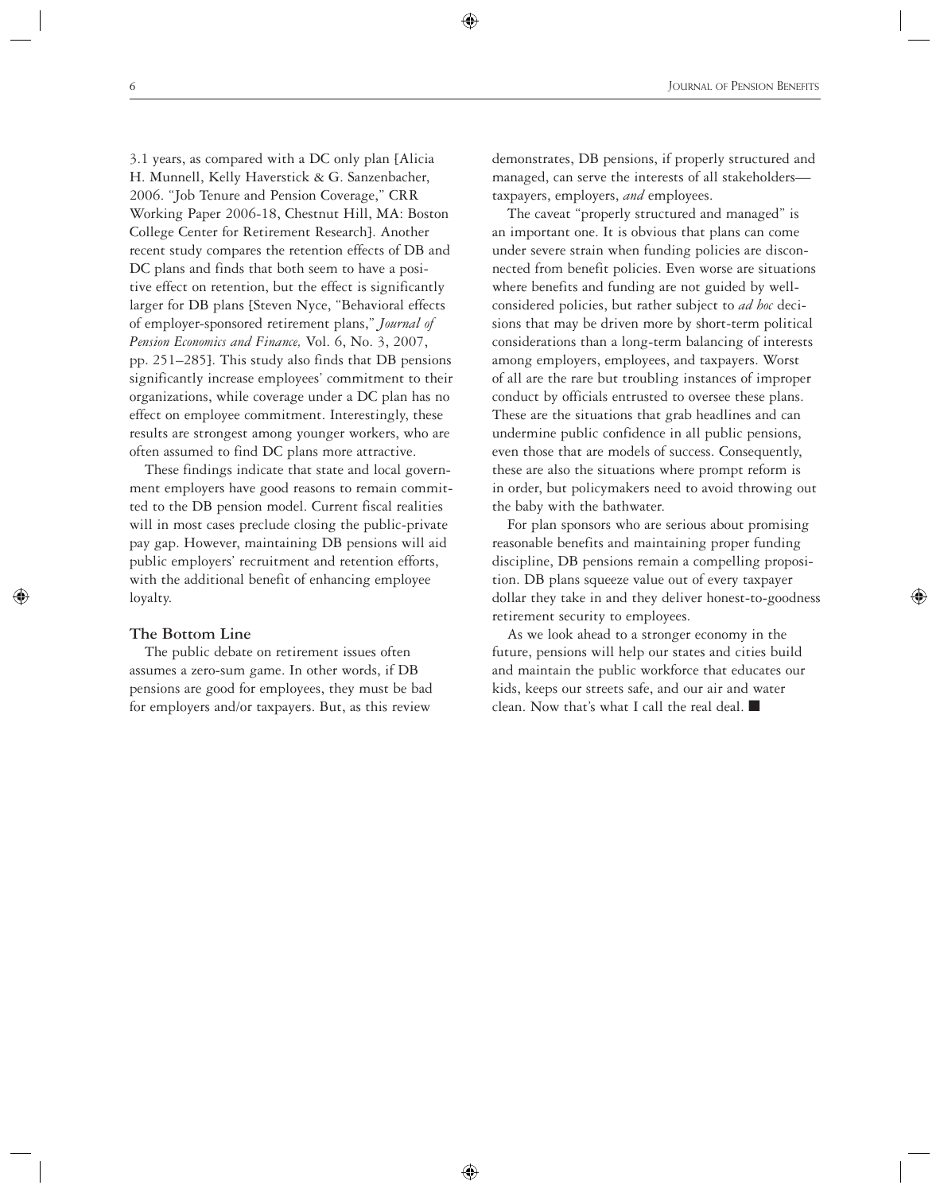3.1 years, as compared with a DC only plan [Alicia H. Munnell, Kelly Haverstick & G. Sanzenbacher, 2006. "Job Tenure and Pension Coverage," CRR Working Paper 2006-18, Chestnut Hill, MA: Boston College Center for Retirement Research]. Another recent study compares the retention effects of DB and DC plans and finds that both seem to have a positive effect on retention, but the effect is significantly larger for DB plans [Steven Nyce, "Behavioral effects of employer-sponsored retirement plans," *Journal of Pension Economics and Finance,* Vol. 6, No. 3, 2007, pp. 251–285]. This study also finds that DB pensions significantly increase employees' commitment to their organizations, while coverage under a DC plan has no effect on employee commitment. Interestingly, these results are strongest among younger workers, who are often assumed to find DC plans more attractive.

These findings indicate that state and local government employers have good reasons to remain committed to the DB pension model. Current fiscal realities will in most cases preclude closing the public-private pay gap. However, maintaining DB pensions will aid public employers' recruitment and retention efforts, with the additional benefit of enhancing employee loyalty.

## The Bottom Line

The public debate on retirement issues often assumes a zero-sum game. In other words, if DB pensions are good for employees, they must be bad for employers and/or taxpayers. But, as this review demonstrates, DB pensions, if properly structured and managed, can serve the interests of all stakeholders—taxpayers, employers, *and* employees.

The caveat "properly structured and managed" is an important one. It is obvious that plans can come under severe strain when funding policies are disconnected from benefit policies. Even worse are situations where benefits and funding are not guided by well-considered policies, but rather subject to *ad hoc* decisions that may be driven more by short-term political considerations than a long-term balancing of interests among employers, employees, and taxpayers. Worst of all are the rare but troubling instances of improper conduct by officials entrusted to oversee these plans. These are the situations that grab headlines and can undermine public confidence in all public pensions, even those that are models of success. Consequently, these are also the situations where prompt reform is in order, but policymakers need to avoid throwing out the baby with the bathwater.

For plan sponsors who are serious about promising reasonable benefits and maintaining proper funding discipline, DB pensions remain a compelling proposition. DB plans squeeze value out of every taxpayer dollar they take in and they deliver honest-to-goodness retirement security to employees.

As we look ahead to a stronger economy in the future, pensions will help our states and cities build and maintain the public workforce that educates our kids, keeps our streets safe, and our air and water clean. Now that's what I call the real deal. ■